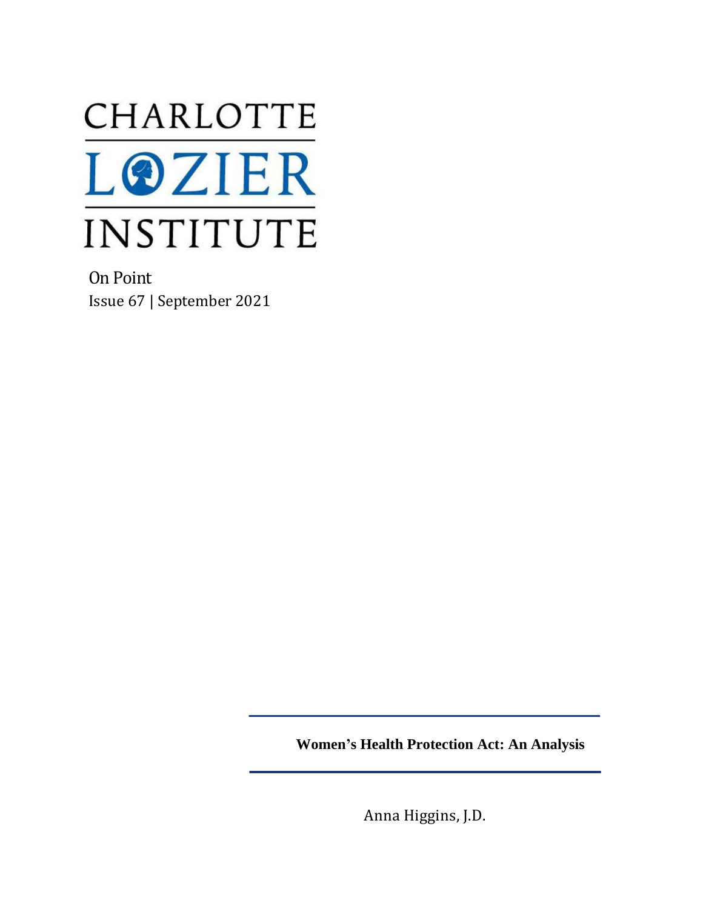# CHARLOTTE LOZIER INSTITUTE

On Point

Issue 67 | September 2021

## Women's Health Protection Act: An Analysis

Anna Higgins, J.D.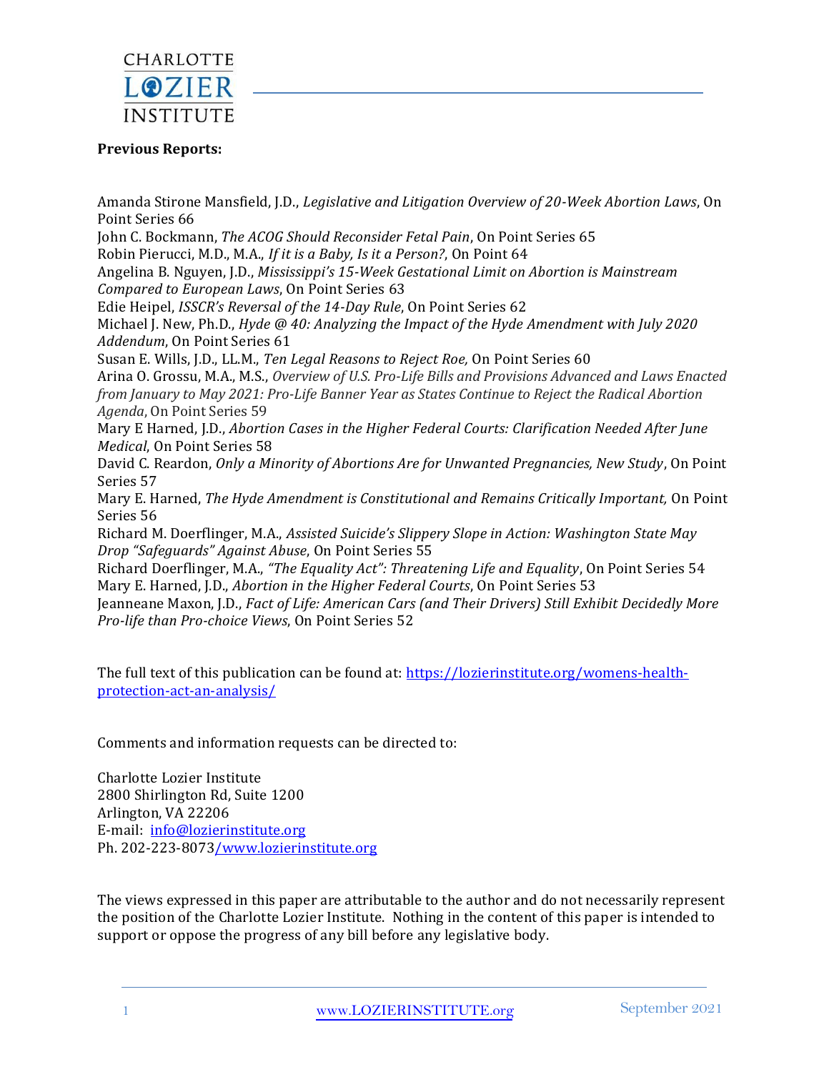**Previous Reports:**

Amanda Stirone Mansfield, J.D., *Legislative and Litigation Overview of 20-Week Abortion Laws*, On Point Series 66
John C. Bockmann, *The ACOG Should Reconsider Fetal Pain*, On Point Series 65
Robin Pierucci, M.D., M.A., *If it is a Baby, Is it a Person?*, On Point 64
Angelina B. Nguyen, J.D., *Mississippi's 15-Week Gestational Limit on Abortion is Mainstream Compared to European Laws*, On Point Series 63
Edie Heipel, *ISSCR's Reversal of the 14-Day Rule*, On Point Series 62
Michael J. New, Ph.D., *Hyde @ 40: Analyzing the Impact of the Hyde Amendment with July 2020 Addendum*, On Point Series 61
Susan E. Wills, J.D., LL.M., *Ten Legal Reasons to Reject Roe,* On Point Series 60
Arina O. Grossu, M.A., M.S., *Overview of U.S. Pro-Life Bills and Provisions Advanced and Laws Enacted from January to May 2021: Pro-Life Banner Year as States Continue to Reject the Radical Abortion Agenda*, On Point Series 59
Mary E Harned, J.D., *Abortion Cases in the Higher Federal Courts: Clarification Needed After June Medical*, On Point Series 58
David C. Reardon, *Only a Minority of Abortions Are for Unwanted Pregnancies, New Study*, On Point Series 57
Mary E. Harned, *The Hyde Amendment is Constitutional and Remains Critically Important,* On Point Series 56
Richard M. Doerflinger, M.A., *Assisted Suicide's Slippery Slope in Action: Washington State May Drop "Safeguards" Against Abuse*, On Point Series 55
Richard Doerflinger, M.A., *"The Equality Act": Threatening Life and Equality*, On Point Series 54
Mary E. Harned, J.D., *Abortion in the Higher Federal Courts*, On Point Series 53
Jeanneane Maxon, J.D., *Fact of Life: American Cars (and Their Drivers) Still Exhibit Decidedly More Pro-life than Pro-choice Views*, On Point Series 52

The full text of this publication can be found at: [https://lozierinstitute.org/womens-health-protection-act-an-analysis/](https://lozierinstitute.org/womens-health-protection-act-an-analysis/)

Comments and information requests can be directed to:

Charlotte Lozier Institute
2800 Shirlington Rd, Suite 1200
Arlington, VA 22206
E-mail: info@lozierinstitute.org
Ph. 202-223-8073/www.lozierinstitute.org

The views expressed in this paper are attributable to the author and do not necessarily represent the position of the Charlotte Lozier Institute. Nothing in the content of this paper is intended to support or oppose the progress of any bill before any legislative body.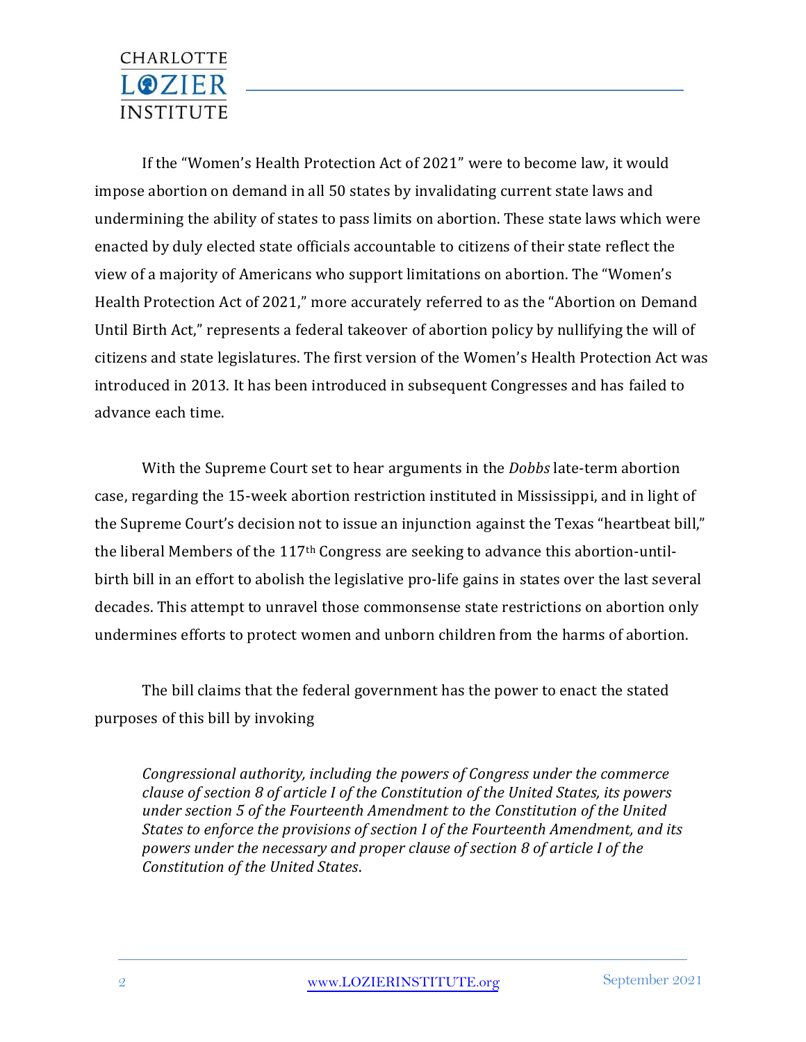If the "Women's Health Protection Act of 2021" were to become law, it would impose abortion on demand in all 50 states by invalidating current state laws and undermining the ability of states to pass limits on abortion. These state laws which were enacted by duly elected state officials accountable to citizens of their state reflect the view of a majority of Americans who support limitations on abortion. The "Women's Health Protection Act of 2021," more accurately referred to as the "Abortion on Demand Until Birth Act," represents a federal takeover of abortion policy by nullifying the will of citizens and state legislatures. The first version of the Women's Health Protection Act was introduced in 2013. It has been introduced in subsequent Congresses and has failed to advance each time.

With the Supreme Court set to hear arguments in the *Dobbs* late-term abortion case, regarding the 15-week abortion restriction instituted in Mississippi, and in light of the Supreme Court's decision not to issue an injunction against the Texas "heartbeat bill," the liberal Members of the 117th Congress are seeking to advance this abortion-until-birth bill in an effort to abolish the legislative pro-life gains in states over the last several decades. This attempt to unravel those commonsense state restrictions on abortion only undermines efforts to protect women and unborn children from the harms of abortion.

The bill claims that the federal government has the power to enact the stated purposes of this bill by invoking

> *Congressional authority, including the powers of Congress under the commerce clause of section 8 of article I of the Constitution of the United States, its powers under section 5 of the Fourteenth Amendment to the Constitution of the United States to enforce the provisions of section I of the Fourteenth Amendment, and its powers under the necessary and proper clause of section 8 of article I of the Constitution of the United States*.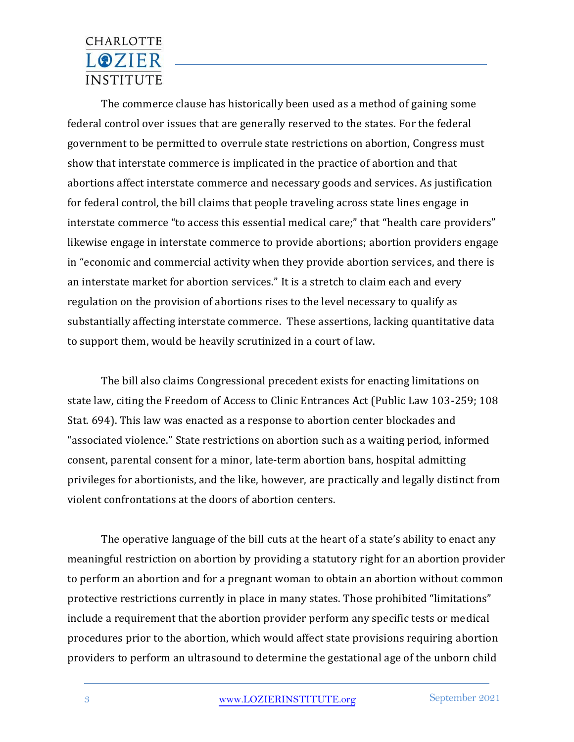The commerce clause has historically been used as a method of gaining some federal control over issues that are generally reserved to the states. For the federal government to be permitted to overrule state restrictions on abortion, Congress must show that interstate commerce is implicated in the practice of abortion and that abortions affect interstate commerce and necessary goods and services. As justification for federal control, the bill claims that people traveling across state lines engage in interstate commerce "to access this essential medical care;" that "health care providers" likewise engage in interstate commerce to provide abortions; abortion providers engage in "economic and commercial activity when they provide abortion services, and there is an interstate market for abortion services." It is a stretch to claim each and every regulation on the provision of abortions rises to the level necessary to qualify as substantially affecting interstate commerce. These assertions, lacking quantitative data to support them, would be heavily scrutinized in a court of law.

The bill also claims Congressional precedent exists for enacting limitations on state law, citing the Freedom of Access to Clinic Entrances Act (Public Law 103-259; 108 Stat. 694). This law was enacted as a response to abortion center blockades and "associated violence." State restrictions on abortion such as a waiting period, informed consent, parental consent for a minor, late-term abortion bans, hospital admitting privileges for abortionists, and the like, however, are practically and legally distinct from violent confrontations at the doors of abortion centers.

The operative language of the bill cuts at the heart of a state's ability to enact any meaningful restriction on abortion by providing a statutory right for an abortion provider to perform an abortion and for a pregnant woman to obtain an abortion without common protective restrictions currently in place in many states. Those prohibited "limitations" include a requirement that the abortion provider perform any specific tests or medical procedures prior to the abortion, which would affect state provisions requiring abortion providers to perform an ultrasound to determine the gestational age of the unborn child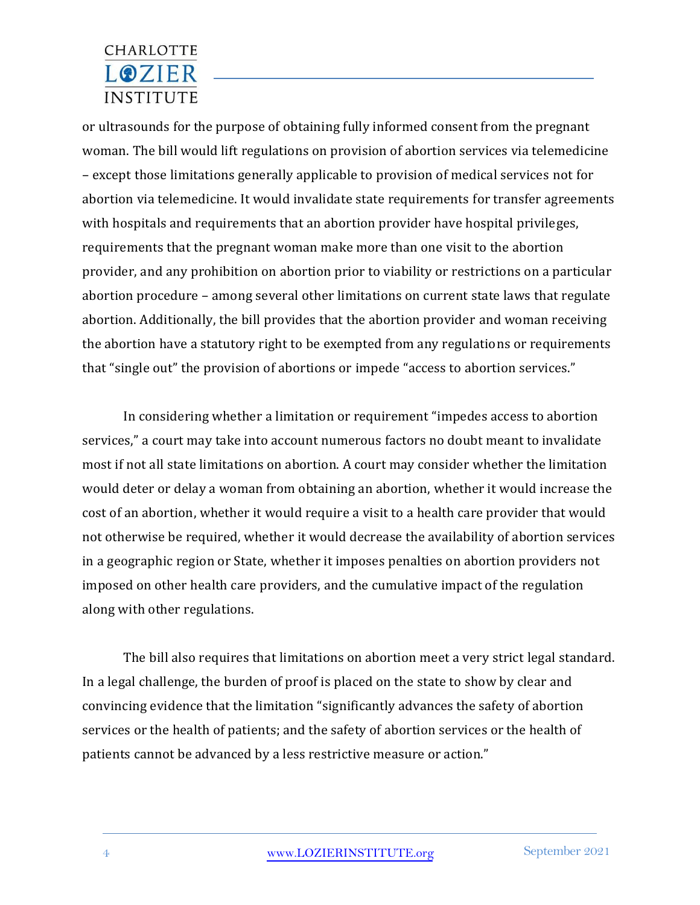or ultrasounds for the purpose of obtaining fully informed consent from the pregnant woman. The bill would lift regulations on provision of abortion services via telemedicine – except those limitations generally applicable to provision of medical services not for abortion via telemedicine. It would invalidate state requirements for transfer agreements with hospitals and requirements that an abortion provider have hospital privileges, requirements that the pregnant woman make more than one visit to the abortion provider, and any prohibition on abortion prior to viability or restrictions on a particular abortion procedure – among several other limitations on current state laws that regulate abortion. Additionally, the bill provides that the abortion provider and woman receiving the abortion have a statutory right to be exempted from any regulations or requirements that "single out" the provision of abortions or impede "access to abortion services."

In considering whether a limitation or requirement "impedes access to abortion services," a court may take into account numerous factors no doubt meant to invalidate most if not all state limitations on abortion. A court may consider whether the limitation would deter or delay a woman from obtaining an abortion, whether it would increase the cost of an abortion, whether it would require a visit to a health care provider that would not otherwise be required, whether it would decrease the availability of abortion services in a geographic region or State, whether it imposes penalties on abortion providers not imposed on other health care providers, and the cumulative impact of the regulation along with other regulations.

The bill also requires that limitations on abortion meet a very strict legal standard. In a legal challenge, the burden of proof is placed on the state to show by clear and convincing evidence that the limitation "significantly advances the safety of abortion services or the health of patients; and the safety of abortion services or the health of patients cannot be advanced by a less restrictive measure or action."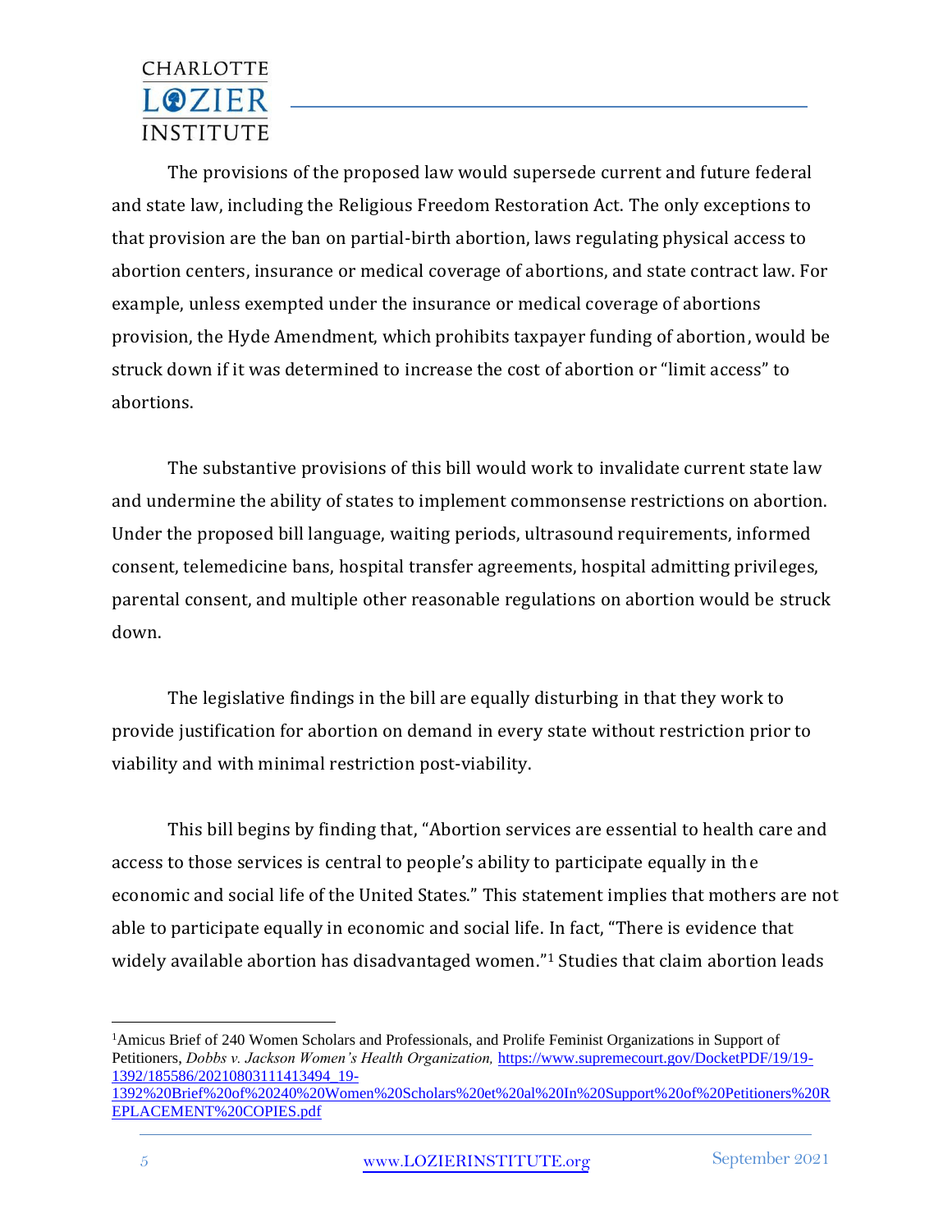The provisions of the proposed law would supersede current and future federal and state law, including the Religious Freedom Restoration Act. The only exceptions to that provision are the ban on partial-birth abortion, laws regulating physical access to abortion centers, insurance or medical coverage of abortions, and state contract law. For example, unless exempted under the insurance or medical coverage of abortions provision, the Hyde Amendment, which prohibits taxpayer funding of abortion, would be struck down if it was determined to increase the cost of abortion or "limit access" to abortions.

The substantive provisions of this bill would work to invalidate current state law and undermine the ability of states to implement commonsense restrictions on abortion. Under the proposed bill language, waiting periods, ultrasound requirements, informed consent, telemedicine bans, hospital transfer agreements, hospital admitting privileges, parental consent, and multiple other reasonable regulations on abortion would be struck down.

The legislative findings in the bill are equally disturbing in that they work to provide justification for abortion on demand in every state without restriction prior to viability and with minimal restriction post-viability.

This bill begins by finding that, "Abortion services are essential to health care and access to those services is central to people's ability to participate equally in the economic and social life of the United States." This statement implies that mothers are not able to participate equally in economic and social life. In fact, "There is evidence that widely available abortion has disadvantaged women."[1] Studies that claim abortion leads

---

[1] Amicus Brief of 240 Women Scholars and Professionals, and Prolife Feminist Organizations in Support of Petitioners, *Dobbs v. Jackson Women's Health Organization,* https://www.supremecourt.gov/DocketPDF/19/19-1392/185586/20210803111413494_19-1392%20Brief%20of%20240%20Women%20Scholars%20et%20al%20In%20Support%20of%20Petitioners%20REPLACEMENT%20COPIES.pdf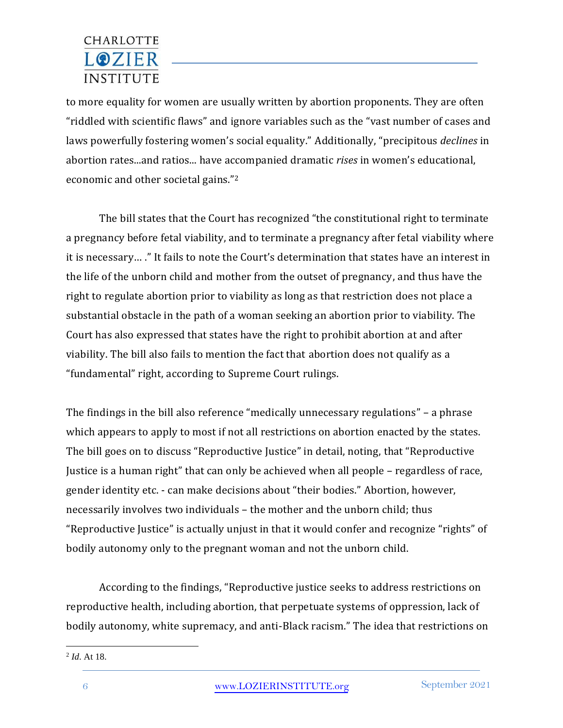to more equality for women are usually written by abortion proponents. They are often "riddled with scientific flaws" and ignore variables such as the "vast number of cases and laws powerfully fostering women's social equality." Additionally, "precipitous *declines* in abortion rates...and ratios... have accompanied dramatic *rises* in women's educational, economic and other societal gains."[2]

The bill states that the Court has recognized "the constitutional right to terminate a pregnancy before fetal viability, and to terminate a pregnancy after fetal viability where it is necessary… ." It fails to note the Court's determination that states have an interest in the life of the unborn child and mother from the outset of pregnancy, and thus have the right to regulate abortion prior to viability as long as that restriction does not place a substantial obstacle in the path of a woman seeking an abortion prior to viability. The Court has also expressed that states have the right to prohibit abortion at and after viability. The bill also fails to mention the fact that abortion does not qualify as a "fundamental" right, according to Supreme Court rulings.

The findings in the bill also reference "medically unnecessary regulations" – a phrase which appears to apply to most if not all restrictions on abortion enacted by the states. The bill goes on to discuss "Reproductive Justice" in detail, noting, that "Reproductive Justice is a human right" that can only be achieved when all people – regardless of race, gender identity etc. - can make decisions about "their bodies." Abortion, however, necessarily involves two individuals – the mother and the unborn child; thus "Reproductive Justice" is actually unjust in that it would confer and recognize "rights" of bodily autonomy only to the pregnant woman and not the unborn child.

According to the findings, "Reproductive justice seeks to address restrictions on reproductive health, including abortion, that perpetuate systems of oppression, lack of bodily autonomy, white supremacy, and anti-Black racism." The idea that restrictions on

[2] *Id*. At 18.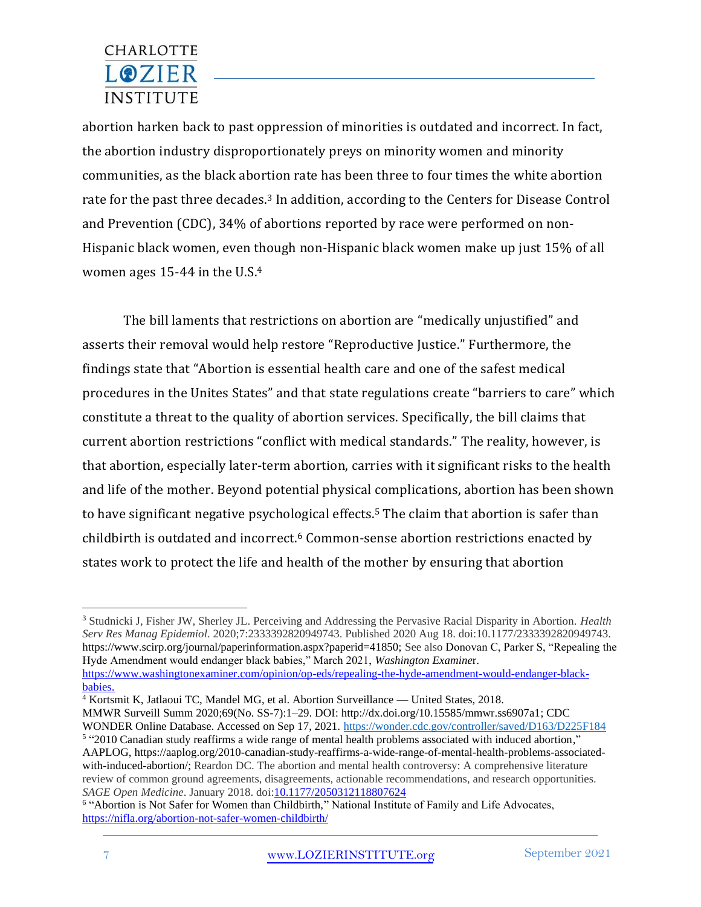abortion harken back to past oppression of minorities is outdated and incorrect. In fact, the abortion industry disproportionately preys on minority women and minority communities, as the black abortion rate has been three to four times the white abortion rate for the past three decades.[3] In addition, according to the Centers for Disease Control and Prevention (CDC), 34% of abortions reported by race were performed on non-Hispanic black women, even though non-Hispanic black women make up just 15% of all women ages 15-44 in the U.S.[4]

The bill laments that restrictions on abortion are "medically unjustified" and asserts their removal would help restore "Reproductive Justice." Furthermore, the findings state that "Abortion is essential health care and one of the safest medical procedures in the Unites States" and that state regulations create "barriers to care" which constitute a threat to the quality of abortion services. Specifically, the bill claims that current abortion restrictions "conflict with medical standards." The reality, however, is that abortion, especially later-term abortion, carries with it significant risks to the health and life of the mother. Beyond potential physical complications, abortion has been shown to have significant negative psychological effects.[5] The claim that abortion is safer than childbirth is outdated and incorrect.[6] Common-sense abortion restrictions enacted by states work to protect the life and health of the mother by ensuring that abortion

---

[3] Studnicki J, Fisher JW, Sherley JL. Perceiving and Addressing the Pervasive Racial Disparity in Abortion. *Health Serv Res Manag Epidemiol*. 2020;7:2333392820949743. Published 2020 Aug 18. doi:10.1177/2333392820949743. https://www.scirp.org/journal/paperinformation.aspx?paperid=41850; See also Donovan C, Parker S, "Repealing the Hyde Amendment would endanger black babies," March 2021, *Washington Examiner*. https://www.washingtonexaminer.com/opinion/op-eds/repealing-the-hyde-amendment-would-endanger-black-babies.

[4] Kortsmit K, Jatlaoui TC, Mandel MG, et al. Abortion Surveillance — United States, 2018. MMWR Surveill Summ 2020;69(No. SS-7):1–29. DOI: http://dx.doi.org/10.15585/mmwr.ss6907a1; CDC WONDER Online Database. Accessed on Sep 17, 2021. https://wonder.cdc.gov/controller/saved/D163/D225F184

[5] "2010 Canadian study reaffirms a wide range of mental health problems associated with induced abortion," AAPLOG, https://aaplog.org/2010-canadian-study-reaffirms-a-wide-range-of-mental-health-problems-associated-with-induced-abortion/; Reardon DC. The abortion and mental health controversy: A comprehensive literature review of common ground agreements, disagreements, actionable recommendations, and research opportunities. *SAGE Open Medicine*. January 2018. doi:10.1177/2050312118807624

[6] "Abortion is Not Safer for Women than Childbirth," National Institute of Family and Life Advocates, https://nifla.org/abortion-not-safer-women-childbirth/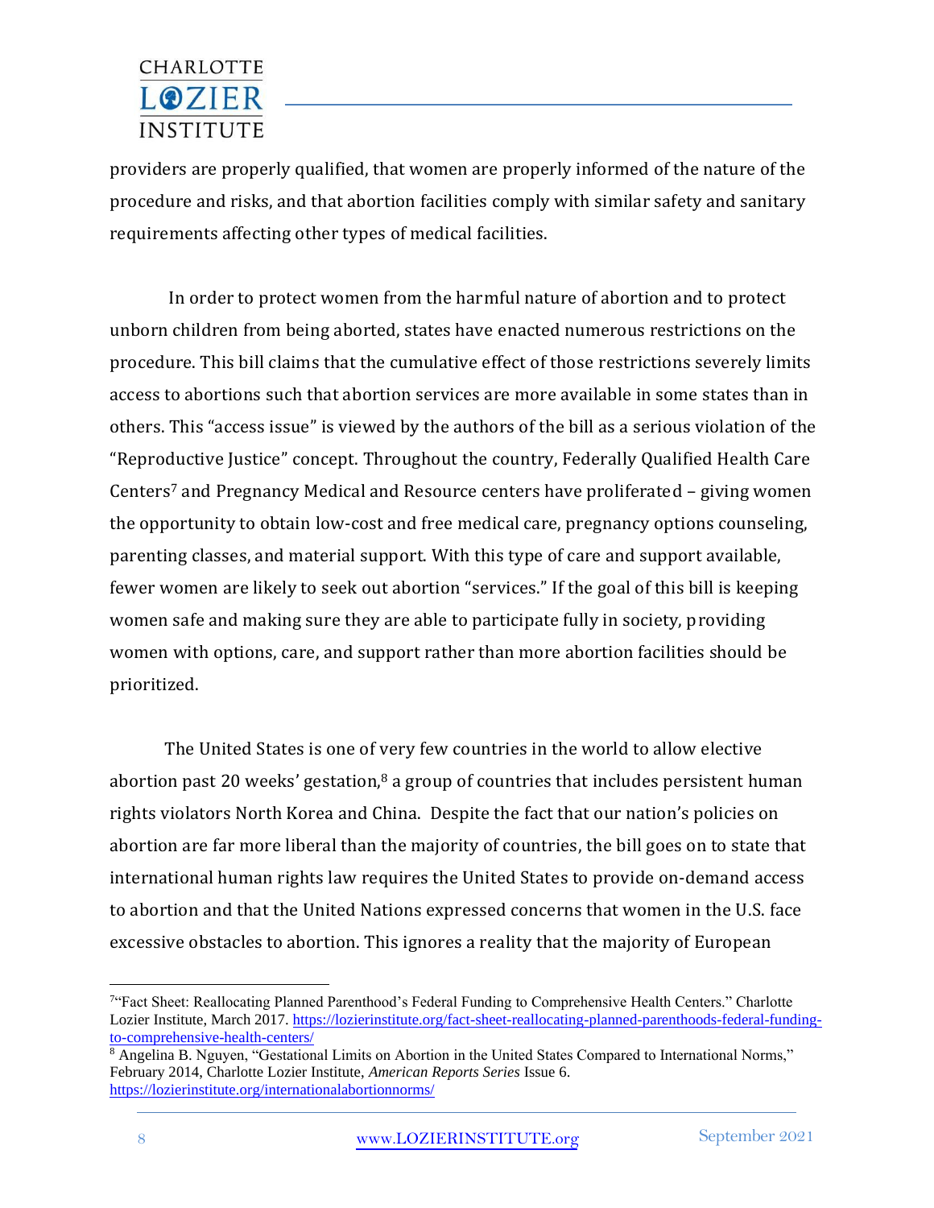providers are properly qualified, that women are properly informed of the nature of the procedure and risks, and that abortion facilities comply with similar safety and sanitary requirements affecting other types of medical facilities.

In order to protect women from the harmful nature of abortion and to protect unborn children from being aborted, states have enacted numerous restrictions on the procedure. This bill claims that the cumulative effect of those restrictions severely limits access to abortions such that abortion services are more available in some states than in others. This "access issue" is viewed by the authors of the bill as a serious violation of the "Reproductive Justice" concept. Throughout the country, Federally Qualified Health Care Centers[7] and Pregnancy Medical and Resource centers have proliferated – giving women the opportunity to obtain low-cost and free medical care, pregnancy options counseling, parenting classes, and material support. With this type of care and support available, fewer women are likely to seek out abortion "services." If the goal of this bill is keeping women safe and making sure they are able to participate fully in society, providing women with options, care, and support rather than more abortion facilities should be prioritized.

The United States is one of very few countries in the world to allow elective abortion past 20 weeks' gestation,[8] a group of countries that includes persistent human rights violators North Korea and China. Despite the fact that our nation's policies on abortion are far more liberal than the majority of countries, the bill goes on to state that international human rights law requires the United States to provide on-demand access to abortion and that the United Nations expressed concerns that women in the U.S. face excessive obstacles to abortion. This ignores a reality that the majority of European

---

[7] "Fact Sheet: Reallocating Planned Parenthood's Federal Funding to Comprehensive Health Centers." Charlotte Lozier Institute, March 2017. https://lozierinstitute.org/fact-sheet-reallocating-planned-parenthoods-federal-funding-to-comprehensive-health-centers/

[8] Angelina B. Nguyen, "Gestational Limits on Abortion in the United States Compared to International Norms," February 2014, Charlotte Lozier Institute, *American Reports Series* Issue 6. https://lozierinstitute.org/internationalabortionnorms/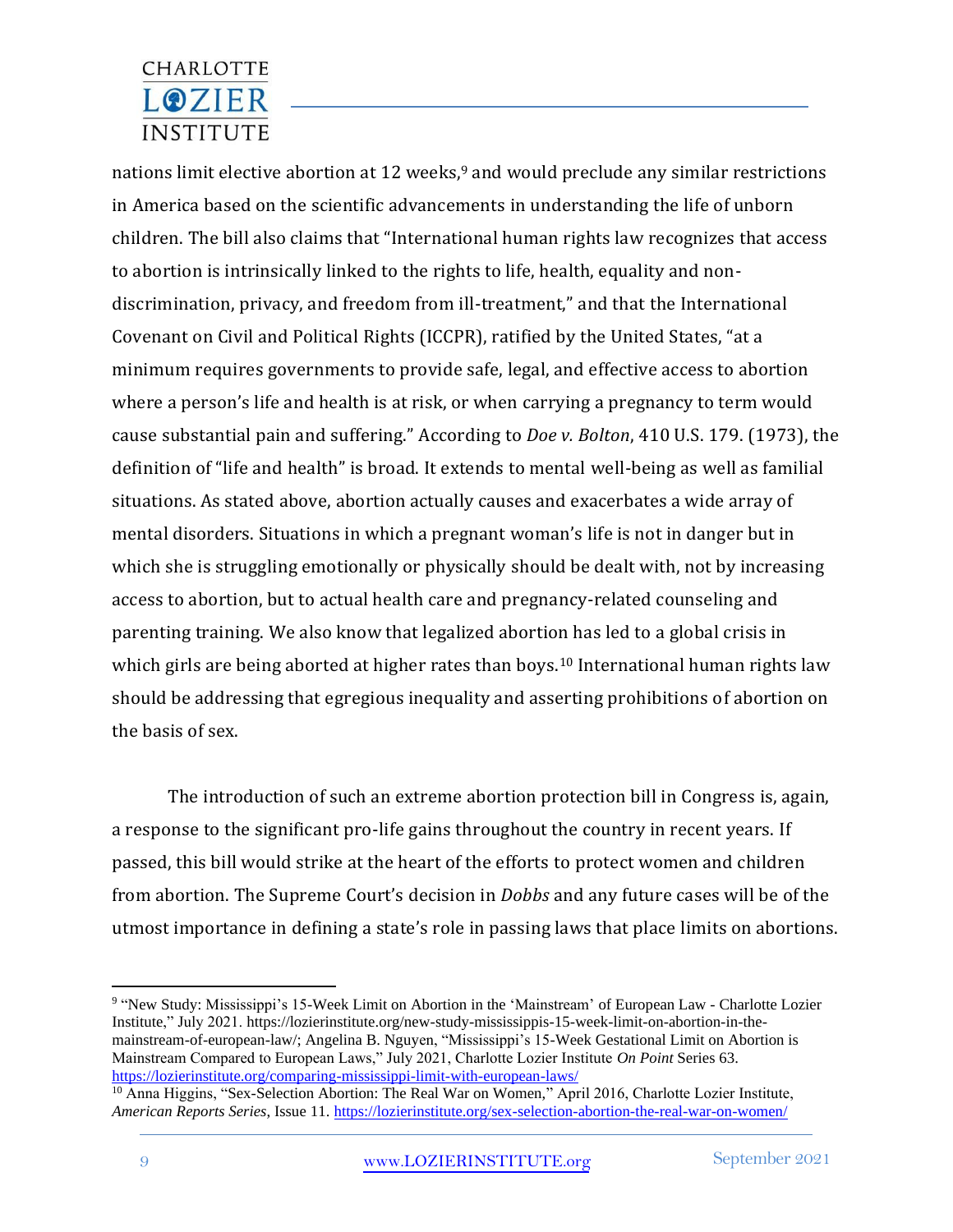nations limit elective abortion at 12 weeks,[9] and would preclude any similar restrictions in America based on the scientific advancements in understanding the life of unborn children. The bill also claims that "International human rights law recognizes that access to abortion is intrinsically linked to the rights to life, health, equality and non-discrimination, privacy, and freedom from ill-treatment," and that the International Covenant on Civil and Political Rights (ICCPR), ratified by the United States, "at a minimum requires governments to provide safe, legal, and effective access to abortion where a person's life and health is at risk, or when carrying a pregnancy to term would cause substantial pain and suffering." According to *Doe v. Bolton*, 410 U.S. 179. (1973), the definition of "life and health" is broad. It extends to mental well-being as well as familial situations. As stated above, abortion actually causes and exacerbates a wide array of mental disorders. Situations in which a pregnant woman's life is not in danger but in which she is struggling emotionally or physically should be dealt with, not by increasing access to abortion, but to actual health care and pregnancy-related counseling and parenting training. We also know that legalized abortion has led to a global crisis in which girls are being aborted at higher rates than boys.[10] International human rights law should be addressing that egregious inequality and asserting prohibitions of abortion on the basis of sex.

The introduction of such an extreme abortion protection bill in Congress is, again, a response to the significant pro-life gains throughout the country in recent years. If passed, this bill would strike at the heart of the efforts to protect women and children from abortion. The Supreme Court's decision in *Dobbs* and any future cases will be of the utmost importance in defining a state's role in passing laws that place limits on abortions.

---

[9] "New Study: Mississippi's 15-Week Limit on Abortion in the 'Mainstream' of European Law - Charlotte Lozier Institute," July 2021. https://lozierinstitute.org/new-study-mississippis-15-week-limit-on-abortion-in-the-mainstream-of-european-law/; Angelina B. Nguyen, "Mississippi's 15-Week Gestational Limit on Abortion is Mainstream Compared to European Laws," July 2021, Charlotte Lozier Institute *On Point* Series 63. https://lozierinstitute.org/comparing-mississippi-limit-with-european-laws/

[10] Anna Higgins, "Sex-Selection Abortion: The Real War on Women," April 2016, Charlotte Lozier Institute, *American Reports Series*, Issue 11. https://lozierinstitute.org/sex-selection-abortion-the-real-war-on-women/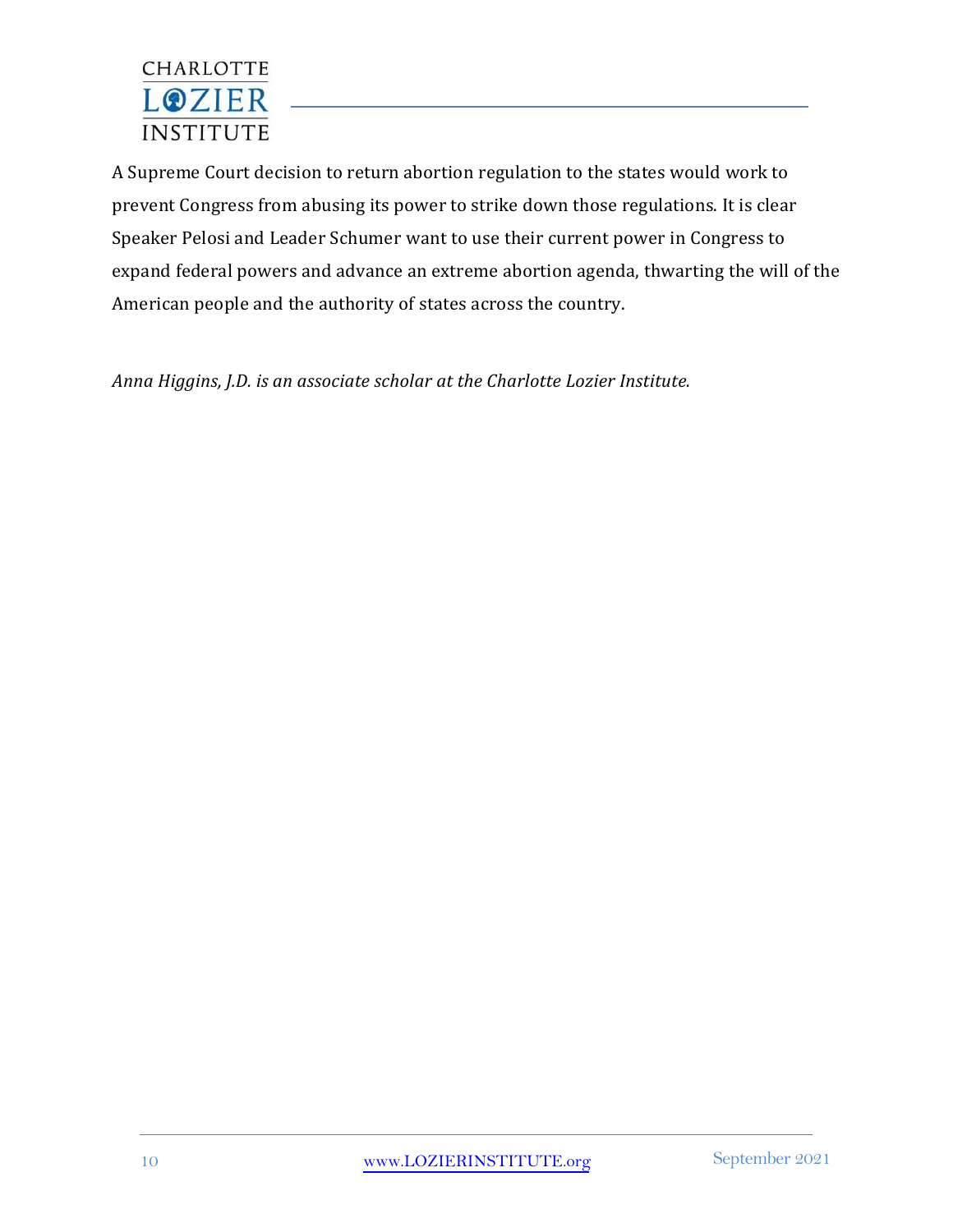A Supreme Court decision to return abortion regulation to the states would work to prevent Congress from abusing its power to strike down those regulations. It is clear Speaker Pelosi and Leader Schumer want to use their current power in Congress to expand federal powers and advance an extreme abortion agenda, thwarting the will of the American people and the authority of states across the country.

*Anna Higgins, J.D. is an associate scholar at the Charlotte Lozier Institute.*